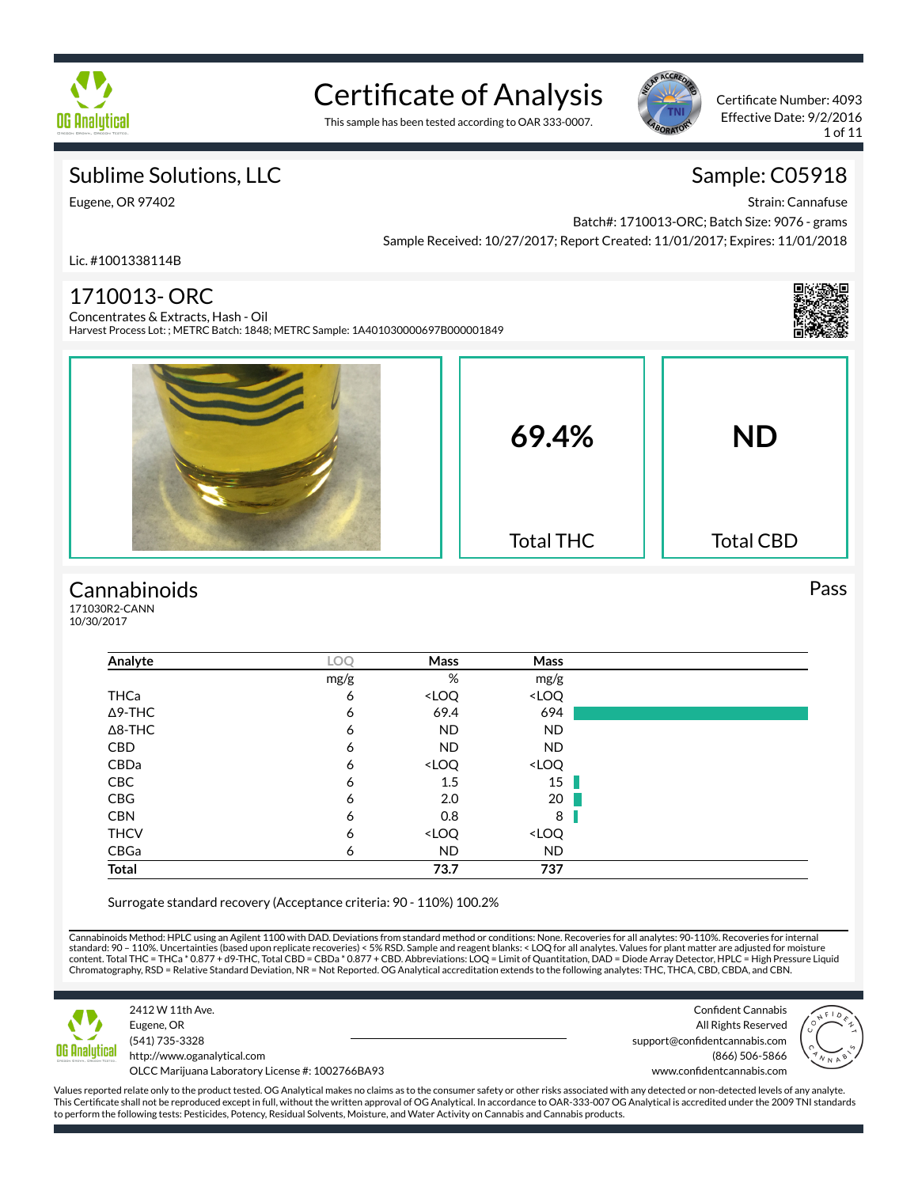# Certificate of Analysis

This sample has been tested according to OAR 333-0007.

Certificate Number: 4093
Effective Date: 9/2/2016

## Sublime Solutions, LLC

Eugene, OR 97402

Lic. #1001338114B

## Sample: C05918

Strain: Cannafuse
Batch#: 1710013-ORC; Batch Size: 9076 - grams
Sample Received: 10/27/2017; Report Created: 11/01/2017; Expires: 11/01/2018

## 1710013- ORC

Concentrates & Extracts, Hash - Oil
Harvest Process Lot: ; METRC Batch: 1848; METRC Sample: 1A401030000697B000001849

**69.4%** Total THC

**ND** Total CBD

## Cannabinoids

Pass

171030R2-CANN
10/30/2017

| Analyte | LOQ | Mass | Mass |
|---|---|---|---|
| | mg/g | % | mg/g |
| THCa | 6 | <LOQ | <LOQ |
| Δ9-THC | 6 | 69.4 | 694 |
| Δ8-THC | 6 | ND | ND |
| CBD | 6 | ND | ND |
| CBDa | 6 | <LOQ | <LOQ |
| CBC | 6 | 1.5 | 15 |
| CBG | 6 | 2.0 | 20 |
| CBN | 6 | 0.8 | 8 |
| THCV | 6 | <LOQ | <LOQ |
| CBGa | 6 | ND | ND |
| **Total** | | **73.7** | **737** |

Surrogate standard recovery (Acceptance criteria: 90 - 110%) 100.2%

Cannabinoids Method: HPLC using an Agilent 1100 with DAD. Deviations from standard method or conditions: None. Recoveries for all analytes: 90-110%. Recoveries for internal standard: 90 – 110%. Uncertainties (based upon replicate recoveries) < 5% RSD. Sample and reagent blanks: < LOQ for all analytes. Values for plant matter are adjusted for moisture content. Total THC = THCa * 0.877 + d9-THC, Total CBD = CBDa * 0.877 + CBD. Abbreviations: LOQ = Limit of Quantitation, DAD = Diode Array Detector, HPLC = High Pressure Liquid Chromatography, RSD = Relative Standard Deviation, NR = Not Reported. OG Analytical accreditation extends to the following analytes: THC, THCA, CBD, CBDA, and CBN.

2412 W 11th Ave.
Eugene, OR
(541) 735-3328
http://www.oganalytical.com
OLCC Marijuana Laboratory License #: 1002766BA93

Confident Cannabis
All Rights Reserved
support@confidentcannabis.com
(866) 506-5866
www.confidentcannabis.com

Values reported relate only to the product tested. OG Analytical makes no claims as to the consumer safety or other risks associated with any detected or non-detected levels of any analyte. This Certificate shall not be reproduced except in full, without the written approval of OG Analytical. In accordance to OAR-333-007 OG Analytical is accredited under the 2009 TNI standards to perform the following tests: Pesticides, Potency, Residual Solvents, Moisture, and Water Activity on Cannabis and Cannabis products.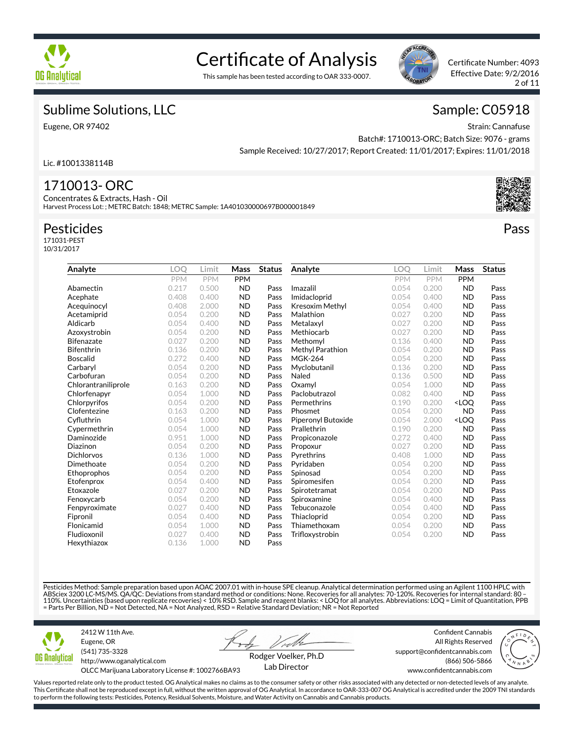# Certificate of Analysis

This sample has been tested according to OAR 333-0007.

Certificate Number: 4093
Effective Date: 9/2/2016

## Sublime Solutions, LLC

Eugene, OR 97402

Lic. #1001338114B

## Sample: C05918

Strain: Cannafuse
Batch#: 1710013-ORC; Batch Size: 9076 - grams
Sample Received: 10/27/2017; Report Created: 11/01/2017; Expires: 11/01/2018

## 1710013- ORC

Concentrates & Extracts, Hash - Oil
Harvest Process Lot: ; METRC Batch: 1848; METRC Sample: 1A401030000697B000001849

## Pesticides

**Pass**

171031-PEST
10/31/2017

| Analyte | LOQ | Limit | Mass | Status |
|---|---|---|---|---|
| | PPM | PPM | PPM | |
| Abamectin | 0.217 | 0.500 | ND | Pass |
| Acephate | 0.408 | 0.400 | ND | Pass |
| Acequinocyl | 0.408 | 2.000 | ND | Pass |
| Acetamiprid | 0.054 | 0.200 | ND | Pass |
| Aldicarb | 0.054 | 0.400 | ND | Pass |
| Azoxystrobin | 0.054 | 0.200 | ND | Pass |
| Bifenazate | 0.027 | 0.200 | ND | Pass |
| Bifenthrin | 0.136 | 0.200 | ND | Pass |
| Boscalid | 0.272 | 0.400 | ND | Pass |
| Carbaryl | 0.054 | 0.200 | ND | Pass |
| Carbofuran | 0.054 | 0.200 | ND | Pass |
| Chlorantraniliprole | 0.163 | 0.200 | ND | Pass |
| Chlorfenapyr | 0.054 | 1.000 | ND | Pass |
| Chlorpyrifos | 0.054 | 0.200 | ND | Pass |
| Clofentezine | 0.163 | 0.200 | ND | Pass |
| Cyfluthrin | 0.054 | 1.000 | ND | Pass |
| Cypermethrin | 0.054 | 1.000 | ND | Pass |
| Daminozide | 0.951 | 1.000 | ND | Pass |
| Diazinon | 0.054 | 0.200 | ND | Pass |
| Dichlorvos | 0.136 | 1.000 | ND | Pass |
| Dimethoate | 0.054 | 0.200 | ND | Pass |
| Ethoprophos | 0.054 | 0.200 | ND | Pass |
| Etofenprox | 0.054 | 0.400 | ND | Pass |
| Etoxazole | 0.027 | 0.200 | ND | Pass |
| Fenoxycarb | 0.054 | 0.200 | ND | Pass |
| Fenpyroximate | 0.027 | 0.400 | ND | Pass |
| Fipronil | 0.054 | 0.400 | ND | Pass |
| Flonicamid | 0.054 | 1.000 | ND | Pass |
| Fludioxonil | 0.027 | 0.400 | ND | Pass |
| Hexythiazox | 0.136 | 1.000 | ND | Pass |
| Imazalil | 0.054 | 0.200 | ND | Pass |
| Imidacloprid | 0.054 | 0.400 | ND | Pass |
| Kresoxim Methyl | 0.054 | 0.400 | ND | Pass |
| Malathion | 0.027 | 0.200 | ND | Pass |
| Metalaxyl | 0.027 | 0.200 | ND | Pass |
| Methiocarb | 0.027 | 0.200 | ND | Pass |
| Methomyl | 0.136 | 0.400 | ND | Pass |
| Methyl Parathion | 0.054 | 0.200 | ND | Pass |
| MGK-264 | 0.054 | 0.200 | ND | Pass |
| Myclobutanil | 0.136 | 0.200 | ND | Pass |
| Naled | 0.136 | 0.500 | ND | Pass |
| Oxamyl | 0.054 | 1.000 | ND | Pass |
| Paclobutrazol | 0.082 | 0.400 | ND | Pass |
| Permethrins | 0.190 | 0.200 | <LOQ | Pass |
| Phosmet | 0.054 | 0.200 | ND | Pass |
| Piperonyl Butoxide | 0.054 | 2.000 | <LOQ | Pass |
| Prallethrin | 0.190 | 0.200 | ND | Pass |
| Propiconazole | 0.272 | 0.400 | ND | Pass |
| Propoxur | 0.027 | 0.200 | ND | Pass |
| Pyrethrins | 0.408 | 1.000 | ND | Pass |
| Pyridaben | 0.054 | 0.200 | ND | Pass |
| Spinosad | 0.054 | 0.200 | ND | Pass |
| Spiromesifen | 0.054 | 0.200 | ND | Pass |
| Spirotetramat | 0.054 | 0.200 | ND | Pass |
| Spiroxamine | 0.054 | 0.400 | ND | Pass |
| Tebuconazole | 0.054 | 0.400 | ND | Pass |
| Thiacloprid | 0.054 | 0.200 | ND | Pass |
| Thiamethoxam | 0.054 | 0.200 | ND | Pass |
| Trifloxystrobin | 0.054 | 0.200 | ND | Pass |

Pesticides Method: Sample preparation based upon AOAC 2007.01 with in-house SPE cleanup. Analytical determination performed using an Agilent 1100 HPLC with ABSciex 3200 LC-MS/MS. QA/QC: Deviations from standard method or conditions: None. Recoveries for all analytes: 70-120%. Recoveries for internal standard: 80 – 110%. Uncertainties (based upon replicate recoveries) < 10% RSD. Sample and reagent blanks: < LOQ for all analytes. Abbreviations: LOQ = Limit of Quantitation, PPB = Parts Per Billion, ND = Not Detected, NA = Not Analyzed, RSD = Relative Standard Deviation; NR = Not Reported

2412 W 11th Ave.
Eugene, OR
(541) 735-3328
http://www.oganalytical.com
OLCC Marijuana Laboratory License #: 1002766BA93

Rodger Voelker, Ph.D
Lab Director

Confident Cannabis
All Rights Reserved
support@confidentcannabis.com
(866) 506-5866
www.confidentcannabis.com

Values reported relate only to the product tested. OG Analytical makes no claims as to the consumer safety or other risks associated with any detected or non-detected levels of any analyte. This Certificate shall not be reproduced except in full, without the written approval of OG Analytical. In accordance to OAR-333-007 OG Analytical is accredited under the 2009 TNI standards to perform the following tests: Pesticides, Potency, Residual Solvents, Moisture, and Water Activity on Cannabis and Cannabis products.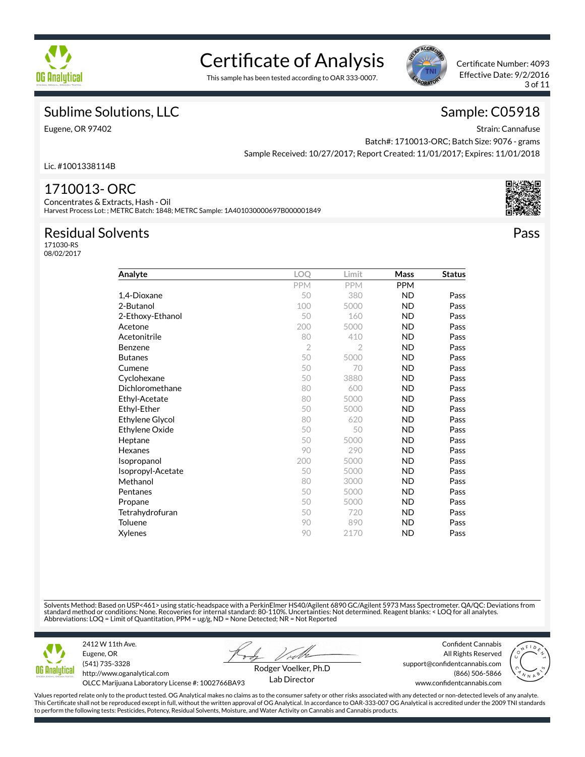# Certificate of Analysis

This sample has been tested according to OAR 333-0007.

Certificate Number: 4093
Effective Date: 9/2/2016

## Sublime Solutions, LLC

Eugene, OR 97402

Lic. #1001338114B

## Sample: C05918

Strain: Cannafuse
Batch#: 1710013-ORC; Batch Size: 9076 - grams
Sample Received: 10/27/2017; Report Created: 11/01/2017; Expires: 11/01/2018

## 1710013- ORC

Concentrates & Extracts, Hash - Oil
Harvest Process Lot: ; METRC Batch: 1848; METRC Sample: 1A401030000697B000001849

## Residual Solvents

171030-RS
08/02/2017

**Pass**

| Analyte | LOQ | Limit | Mass | Status |
|---|---|---|---|---|
| | PPM | PPM | PPM | |
| 1,4-Dioxane | 50 | 380 | ND | Pass |
| 2-Butanol | 100 | 5000 | ND | Pass |
| 2-Ethoxy-Ethanol | 50 | 160 | ND | Pass |
| Acetone | 200 | 5000 | ND | Pass |
| Acetonitrile | 80 | 410 | ND | Pass |
| Benzene | 2 | 2 | ND | Pass |
| Butanes | 50 | 5000 | ND | Pass |
| Cumene | 50 | 70 | ND | Pass |
| Cyclohexane | 50 | 3880 | ND | Pass |
| Dichloromethane | 80 | 600 | ND | Pass |
| Ethyl-Acetate | 80 | 5000 | ND | Pass |
| Ethyl-Ether | 50 | 5000 | ND | Pass |
| Ethylene Glycol | 80 | 620 | ND | Pass |
| Ethylene Oxide | 50 | 50 | ND | Pass |
| Heptane | 50 | 5000 | ND | Pass |
| Hexanes | 90 | 290 | ND | Pass |
| Isopropanol | 200 | 5000 | ND | Pass |
| Isopropyl-Acetate | 50 | 5000 | ND | Pass |
| Methanol | 80 | 3000 | ND | Pass |
| Pentanes | 50 | 5000 | ND | Pass |
| Propane | 50 | 5000 | ND | Pass |
| Tetrahydrofuran | 50 | 720 | ND | Pass |
| Toluene | 90 | 890 | ND | Pass |
| Xylenes | 90 | 2170 | ND | Pass |

Solvents Method: Based on USP<461> using static-headspace with a PerkinElmer HS40/Agilent 6890 GC/Agilent 5973 Mass Spectrometer. QA/QC: Deviations from standard method or conditions: None. Recoveries for internal standard: 80-110%. Uncertainties: Not determined. Reagent blanks: < LOQ for all analytes.
Abbreviations: LOQ = Limit of Quantitation, PPM = ug/g, ND = None Detected; NR = Not Reported

2412 W 11th Ave.
Eugene, OR
(541) 735-3328
http://www.oganalytical.com
OLCC Marijuana Laboratory License #: 1002766BA93

Rodger Voelker, Ph.D
Lab Director

Confident Cannabis
All Rights Reserved
support@confidentcannabis.com
(866) 506-5866
www.confidentcannabis.com

Values reported relate only to the product tested. OG Analytical makes no claims as to the consumer safety or other risks associated with any detected or non-detected levels of any analyte. This Certificate shall not be reproduced except in full, without the written approval of OG Analytical. In accordance to OAR-333-007 OG Analytical is accredited under the 2009 TNI standards to perform the following tests: Pesticides, Potency, Residual Solvents, Moisture, and Water Activity on Cannabis and Cannabis products.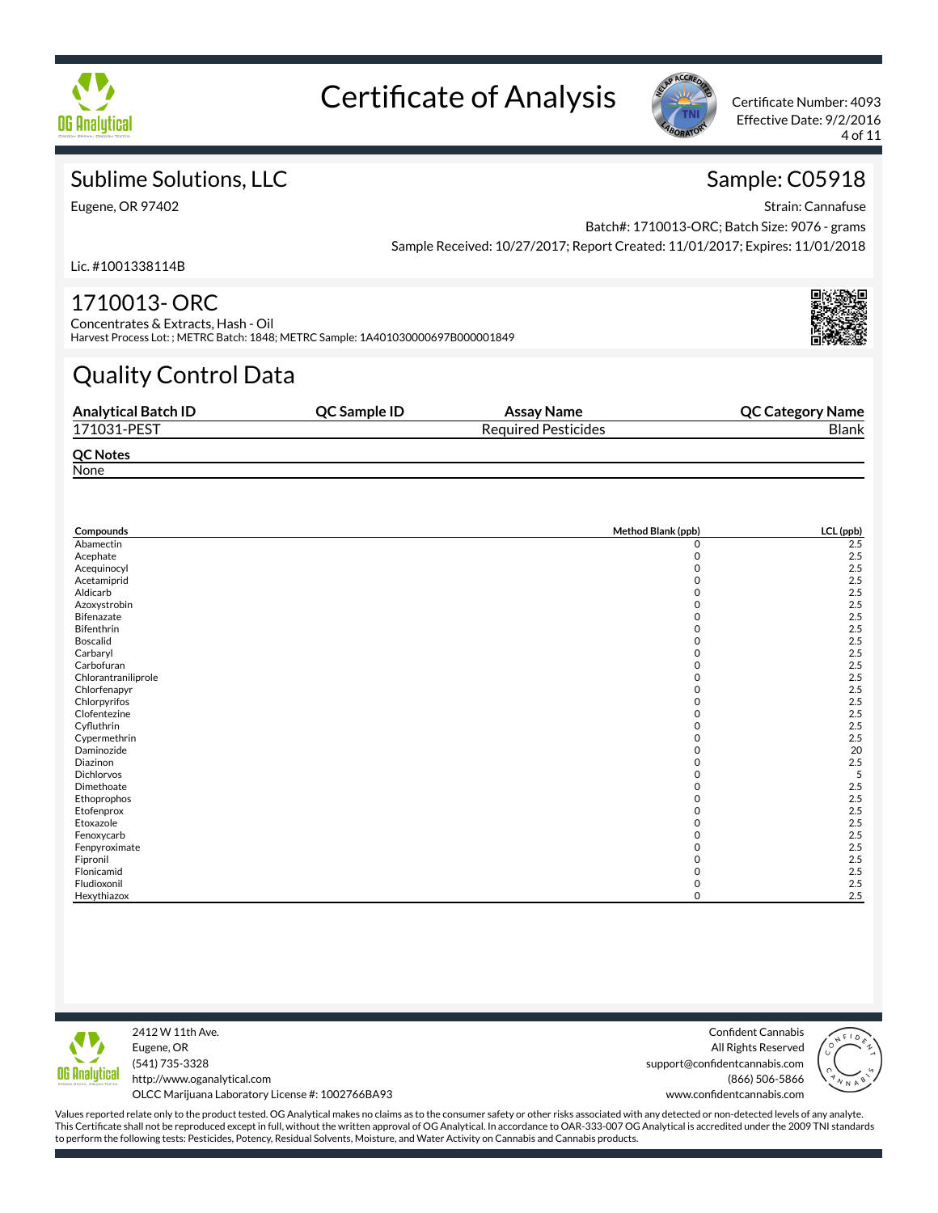# Certificate of Analysis

Certificate Number: 4093
Effective Date: 9/2/2016

## Sublime Solutions, LLC

Eugene, OR 97402

Lic. #1001338114B

## Sample: C05918

Strain: Cannafuse
Batch#: 1710013-ORC; Batch Size: 9076 - grams
Sample Received: 10/27/2017; Report Created: 11/01/2017; Expires: 11/01/2018

## 1710013- ORC

Concentrates & Extracts, Hash - Oil
Harvest Process Lot: ; METRC Batch: 1848; METRC Sample: 1A401030000697B000001849

# Quality Control Data

| Analytical Batch ID | QC Sample ID | Assay Name | QC Category Name |
|---|---|---|---|
| 171031-PEST | | Required Pesticides | Blank |

**QC Notes**
None

| Compounds | Method Blank (ppb) | LCL (ppb) |
|---|---|---|
| Abamectin | 0 | 2.5 |
| Acephate | 0 | 2.5 |
| Acequinocyl | 0 | 2.5 |
| Acetamiprid | 0 | 2.5 |
| Aldicarb | 0 | 2.5 |
| Azoxystrobin | 0 | 2.5 |
| Bifenazate | 0 | 2.5 |
| Bifenthrin | 0 | 2.5 |
| Boscalid | 0 | 2.5 |
| Carbaryl | 0 | 2.5 |
| Carbofuran | 0 | 2.5 |
| Chlorantraniliprole | 0 | 2.5 |
| Chlorfenapyr | 0 | 2.5 |
| Chlorpyrifos | 0 | 2.5 |
| Clofentezine | 0 | 2.5 |
| Cyfluthrin | 0 | 2.5 |
| Cypermethrin | 0 | 2.5 |
| Daminozide | 0 | 20 |
| Diazinon | 0 | 2.5 |
| Dichlorvos | 0 | 5 |
| Dimethoate | 0 | 2.5 |
| Ethoprophos | 0 | 2.5 |
| Etofenprox | 0 | 2.5 |
| Etoxazole | 0 | 2.5 |
| Fenoxycarb | 0 | 2.5 |
| Fenpyroximate | 0 | 2.5 |
| Fipronil | 0 | 2.5 |
| Flonicamid | 0 | 2.5 |
| Fludioxonil | 0 | 2.5 |
| Hexythiazox | 0 | 2.5 |

2412 W 11th Ave.
Eugene, OR
(541) 735-3328
http://www.oganalytical.com
OLCC Marijuana Laboratory License #: 1002766BA93

Confident Cannabis
All Rights Reserved
support@confidentcannabis.com
(866) 506-5866
www.confidentcannabis.com

Values reported relate only to the product tested. OG Analytical makes no claims as to the consumer safety or other risks associated with any detected or non-detected levels of any analyte. This Certificate shall not be reproduced except in full, without the written approval of OG Analytical. In accordance to OAR-333-007 OG Analytical is accredited under the 2009 TNI standards to perform the following tests: Pesticides, Potency, Residual Solvents, Moisture, and Water Activity on Cannabis and Cannabis products.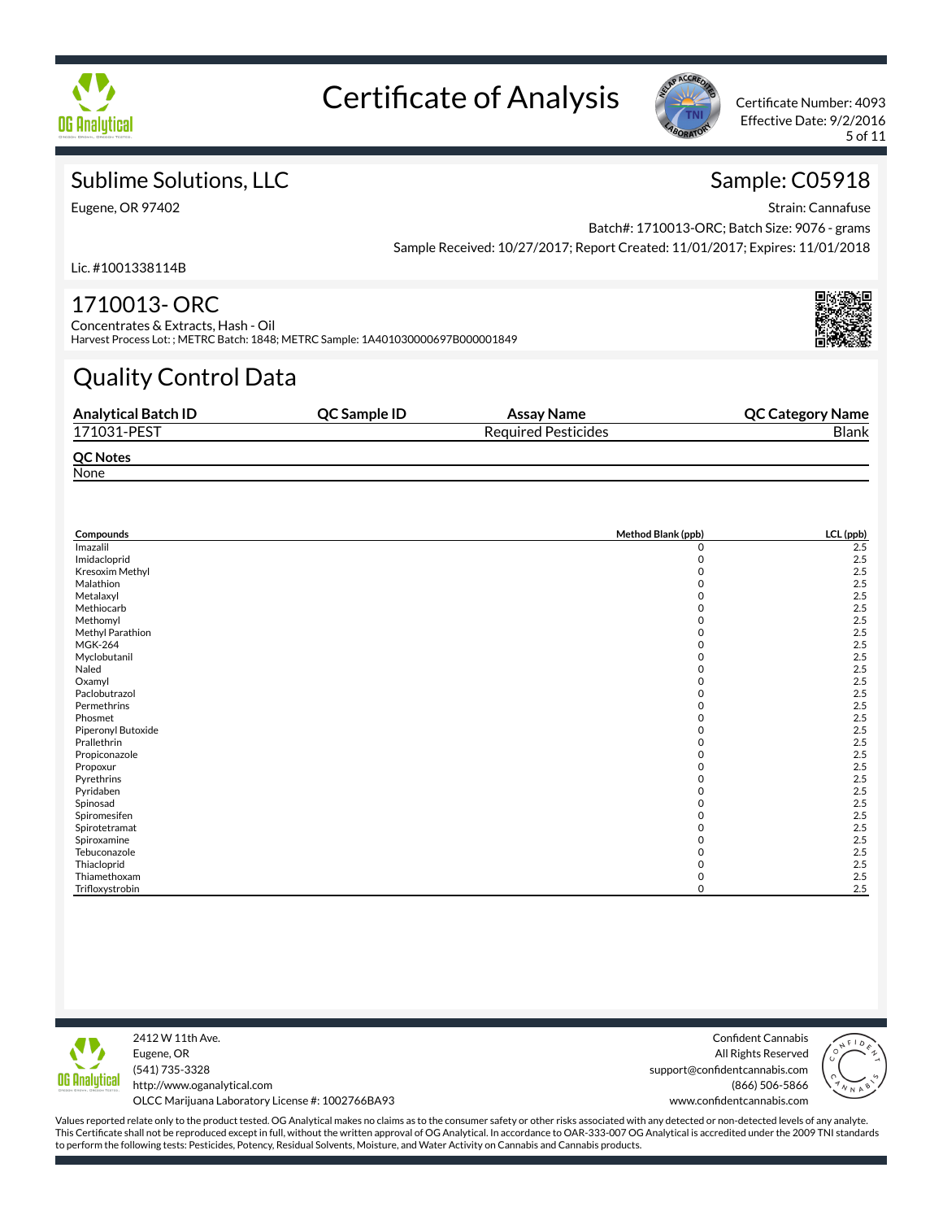# Certificate of Analysis

Certificate Number: 4093
Effective Date: 9/2/2016

## Sublime Solutions, LLC

Eugene, OR 97402

Lic. #1001338114B

## Sample: C05918

Strain: Cannafuse
Batch#: 1710013-ORC; Batch Size: 9076 - grams
Sample Received: 10/27/2017; Report Created: 11/01/2017; Expires: 11/01/2018

## 1710013- ORC

Concentrates & Extracts, Hash - Oil
Harvest Process Lot: ; METRC Batch: 1848; METRC Sample: 1A401030000697B000001849

# Quality Control Data

| Analytical Batch ID | QC Sample ID | Assay Name | QC Category Name |
|---|---|---|---|
| 171031-PEST | | Required Pesticides | Blank |

**QC Notes**
None

| Compounds | Method Blank (ppb) | LCL (ppb) |
|---|---|---|
| Imazalil | 0 | 2.5 |
| Imidacloprid | 0 | 2.5 |
| Kresoxim Methyl | 0 | 2.5 |
| Malathion | 0 | 2.5 |
| Metalaxyl | 0 | 2.5 |
| Methiocarb | 0 | 2.5 |
| Methomyl | 0 | 2.5 |
| Methyl Parathion | 0 | 2.5 |
| MGK-264 | 0 | 2.5 |
| Myclobutanil | 0 | 2.5 |
| Naled | 0 | 2.5 |
| Oxamyl | 0 | 2.5 |
| Paclobutrazol | 0 | 2.5 |
| Permethrins | 0 | 2.5 |
| Phosmet | 0 | 2.5 |
| Piperonyl Butoxide | 0 | 2.5 |
| Prallethrin | 0 | 2.5 |
| Propiconazole | 0 | 2.5 |
| Propoxur | 0 | 2.5 |
| Pyrethrins | 0 | 2.5 |
| Pyridaben | 0 | 2.5 |
| Spinosad | 0 | 2.5 |
| Spiromesifen | 0 | 2.5 |
| Spirotetramat | 0 | 2.5 |
| Spiroxamine | 0 | 2.5 |
| Tebuconazole | 0 | 2.5 |
| Thiacloprid | 0 | 2.5 |
| Thiamethoxam | 0 | 2.5 |
| Trifloxystrobin | 0 | 2.5 |

2412 W 11th Ave.
Eugene, OR
(541) 735-3328
http://www.oganalytical.com
OLCC Marijuana Laboratory License #: 1002766BA93

Confident Cannabis
All Rights Reserved
support@confidentcannabis.com
(866) 506-5866
www.confidentcannabis.com

Values reported relate only to the product tested. OG Analytical makes no claims as to the consumer safety or other risks associated with any detected or non-detected levels of any analyte. This Certificate shall not be reproduced except in full, without the written approval of OG Analytical. In accordance to OAR-333-007 OG Analytical is accredited under the 2009 TNI standards to perform the following tests: Pesticides, Potency, Residual Solvents, Moisture, and Water Activity on Cannabis and Cannabis products.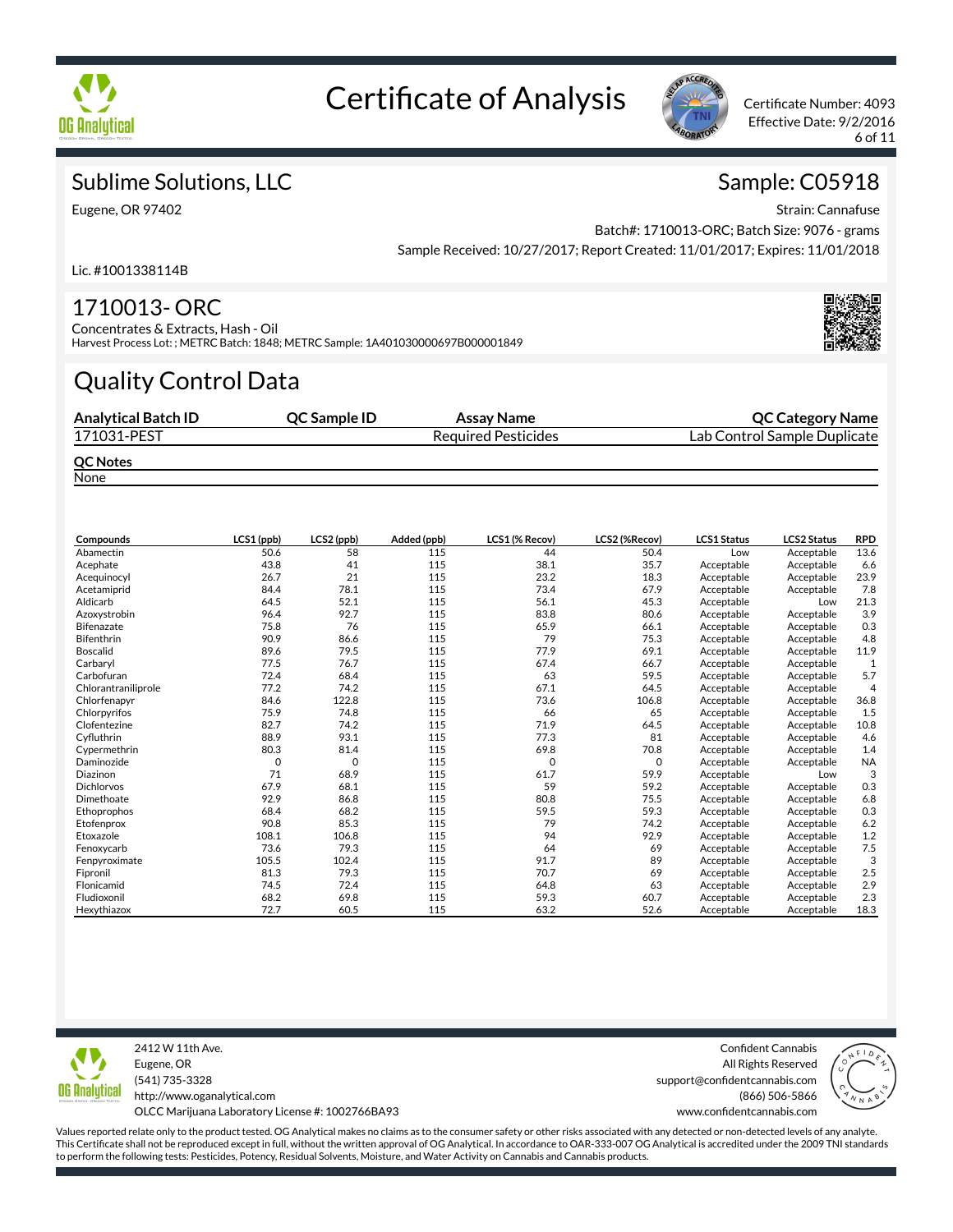# Certificate of Analysis

Certificate Number: 4093
Effective Date: 9/2/2016

## Sublime Solutions, LLC

Eugene, OR 97402

Lic. #1001338114B

## Sample: C05918

Strain: Cannafuse
Batch#: 1710013-ORC; Batch Size: 9076 - grams
Sample Received: 10/27/2017; Report Created: 11/01/2017; Expires: 11/01/2018

## 1710013- ORC

Concentrates & Extracts, Hash - Oil
Harvest Process Lot: ; METRC Batch: 1848; METRC Sample: 1A401030000697B000001849

# Quality Control Data

| Analytical Batch ID | QC Sample ID | Assay Name | QC Category Name |
|---|---|---|---|
| 171031-PEST | | Required Pesticides | Lab Control Sample Duplicate |

**QC Notes**
None

| Compounds | LCS1 (ppb) | LCS2 (ppb) | Added (ppb) | LCS1 (% Recov) | LCS2 (%Recov) | LCS1 Status | LCS2 Status | RPD |
|---|---|---|---|---|---|---|---|---|
| Abamectin | 50.6 | 58 | 115 | 44 | 50.4 | Low | Acceptable | 13.6 |
| Acephate | 43.8 | 41 | 115 | 38.1 | 35.7 | Acceptable | Acceptable | 6.6 |
| Acequinocyl | 26.7 | 21 | 115 | 23.2 | 18.3 | Acceptable | Acceptable | 23.9 |
| Acetamiprid | 84.4 | 78.1 | 115 | 73.4 | 67.9 | Acceptable | Acceptable | 7.8 |
| Aldicarb | 64.5 | 52.1 | 115 | 56.1 | 45.3 | Acceptable | Low | 21.3 |
| Azoxystrobin | 96.4 | 92.7 | 115 | 83.8 | 80.6 | Acceptable | Acceptable | 3.9 |
| Bifenazate | 75.8 | 76 | 115 | 65.9 | 66.1 | Acceptable | Acceptable | 0.3 |
| Bifenthrin | 90.9 | 86.6 | 115 | 79 | 75.3 | Acceptable | Acceptable | 4.8 |
| Boscalid | 89.6 | 79.5 | 115 | 77.9 | 69.1 | Acceptable | Acceptable | 11.9 |
| Carbaryl | 77.5 | 76.7 | 115 | 67.4 | 66.7 | Acceptable | Acceptable | 1 |
| Carbofuran | 72.4 | 68.4 | 115 | 63 | 59.5 | Acceptable | Acceptable | 5.7 |
| Chlorantraniliprole | 77.2 | 74.2 | 115 | 67.1 | 64.5 | Acceptable | Acceptable | 4 |
| Chlorfenapyr | 84.6 | 122.8 | 115 | 73.6 | 106.8 | Acceptable | Acceptable | 36.8 |
| Chlorpyrifos | 75.9 | 74.8 | 115 | 66 | 65 | Acceptable | Acceptable | 1.5 |
| Clofentezine | 82.7 | 74.2 | 115 | 71.9 | 64.5 | Acceptable | Acceptable | 10.8 |
| Cyfluthrin | 88.9 | 93.1 | 115 | 77.3 | 81 | Acceptable | Acceptable | 4.6 |
| Cypermethrin | 80.3 | 81.4 | 115 | 69.8 | 70.8 | Acceptable | Acceptable | 1.4 |
| Daminozide | 0 | 0 | 115 | 0 | 0 | Acceptable | Acceptable | NA |
| Diazinon | 71 | 68.9 | 115 | 61.7 | 59.9 | Acceptable | Low | 3 |
| Dichlorvos | 67.9 | 68.1 | 115 | 59 | 59.2 | Acceptable | Acceptable | 0.3 |
| Dimethoate | 92.9 | 86.8 | 115 | 80.8 | 75.5 | Acceptable | Acceptable | 6.8 |
| Ethoprophos | 68.4 | 68.2 | 115 | 59.5 | 59.3 | Acceptable | Acceptable | 0.3 |
| Etofenprox | 90.8 | 85.3 | 115 | 79 | 74.2 | Acceptable | Acceptable | 6.2 |
| Etoxazole | 108.1 | 106.8 | 115 | 94 | 92.9 | Acceptable | Acceptable | 1.2 |
| Fenoxycarb | 73.6 | 79.3 | 115 | 64 | 69 | Acceptable | Acceptable | 7.5 |
| Fenpyroximate | 105.5 | 102.4 | 115 | 91.7 | 89 | Acceptable | Acceptable | 3 |
| Fipronil | 81.3 | 79.3 | 115 | 70.7 | 69 | Acceptable | Acceptable | 2.5 |
| Flonicamid | 74.5 | 72.4 | 115 | 64.8 | 63 | Acceptable | Acceptable | 2.9 |
| Fludioxonil | 68.2 | 69.8 | 115 | 59.3 | 60.7 | Acceptable | Acceptable | 2.3 |
| Hexythiazox | 72.7 | 60.5 | 115 | 63.2 | 52.6 | Acceptable | Acceptable | 18.3 |

2412 W 11th Ave.
Eugene, OR
(541) 735-3328
http://www.oganalytical.com
OLCC Marijuana Laboratory License #: 1002766BA93

Confident Cannabis
All Rights Reserved
support@confidentcannabis.com
(866) 506-5866
www.confidentcannabis.com

Values reported relate only to the product tested. OG Analytical makes no claims as to the consumer safety or other risks associated with any detected or non-detected levels of any analyte. This Certificate shall not be reproduced except in full, without the written approval of OG Analytical. In accordance to OAR-333-007 OG Analytical is accredited under the 2009 TNI standards to perform the following tests: Pesticides, Potency, Residual Solvents, Moisture, and Water Activity on Cannabis and Cannabis products.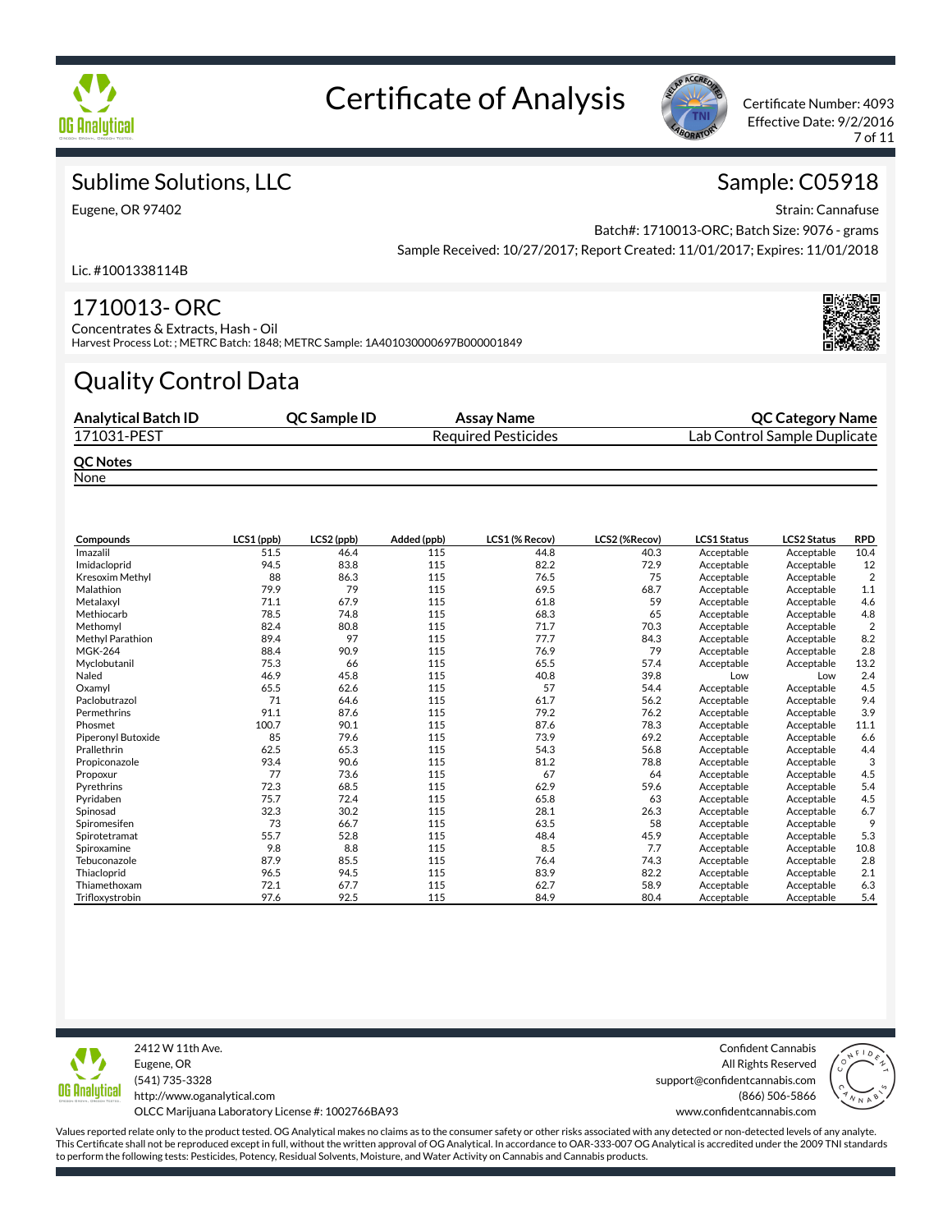# Certificate of Analysis

Certificate Number: 4093
Effective Date: 9/2/2016

## Sublime Solutions, LLC

Eugene, OR 97402

Lic. #1001338114B

## Sample: C05918

Strain: Cannafuse
Batch#: 1710013-ORC; Batch Size: 9076 - grams
Sample Received: 10/27/2017; Report Created: 11/01/2017; Expires: 11/01/2018

## 1710013- ORC

Concentrates & Extracts, Hash - Oil
Harvest Process Lot: ; METRC Batch: 1848; METRC Sample: 1A401030000697B000001849

# Quality Control Data

| Analytical Batch ID | QC Sample ID | Assay Name | QC Category Name |
|---|---|---|---|
| 171031-PEST | | Required Pesticides | Lab Control Sample Duplicate |

**QC Notes**
None

| Compounds | LCS1 (ppb) | LCS2 (ppb) | Added (ppb) | LCS1 (% Recov) | LCS2 (%Recov) | LCS1 Status | LCS2 Status | RPD |
|---|---|---|---|---|---|---|---|---|
| Imazalil | 51.5 | 46.4 | 115 | 44.8 | 40.3 | Acceptable | Acceptable | 10.4 |
| Imidacloprid | 94.5 | 83.8 | 115 | 82.2 | 72.9 | Acceptable | Acceptable | 12 |
| Kresoxim Methyl | 88 | 86.3 | 115 | 76.5 | 75 | Acceptable | Acceptable | 2 |
| Malathion | 79.9 | 79 | 115 | 69.5 | 68.7 | Acceptable | Acceptable | 1.1 |
| Metalaxyl | 71.1 | 67.9 | 115 | 61.8 | 59 | Acceptable | Acceptable | 4.6 |
| Methiocarb | 78.5 | 74.8 | 115 | 68.3 | 65 | Acceptable | Acceptable | 4.8 |
| Methomyl | 82.4 | 80.8 | 115 | 71.7 | 70.3 | Acceptable | Acceptable | 2 |
| Methyl Parathion | 89.4 | 97 | 115 | 77.7 | 84.3 | Acceptable | Acceptable | 8.2 |
| MGK-264 | 88.4 | 90.9 | 115 | 76.9 | 79 | Acceptable | Acceptable | 2.8 |
| Myclobutanil | 75.3 | 66 | 115 | 65.5 | 57.4 | Acceptable | Acceptable | 13.2 |
| Naled | 46.9 | 45.8 | 115 | 40.8 | 39.8 | Low | Low | 2.4 |
| Oxamyl | 65.5 | 62.6 | 115 | 57 | 54.4 | Acceptable | Acceptable | 4.5 |
| Paclobutrazol | 71 | 64.6 | 115 | 61.7 | 56.2 | Acceptable | Acceptable | 9.4 |
| Permethrins | 91.1 | 87.6 | 115 | 79.2 | 76.2 | Acceptable | Acceptable | 3.9 |
| Phosmet | 100.7 | 90.1 | 115 | 87.6 | 78.3 | Acceptable | Acceptable | 11.1 |
| Piperonyl Butoxide | 85 | 79.6 | 115 | 73.9 | 69.2 | Acceptable | Acceptable | 6.6 |
| Prallethrin | 62.5 | 65.3 | 115 | 54.3 | 56.8 | Acceptable | Acceptable | 4.4 |
| Propiconazole | 93.4 | 90.6 | 115 | 81.2 | 78.8 | Acceptable | Acceptable | 3 |
| Propoxur | 77 | 73.6 | 115 | 67 | 64 | Acceptable | Acceptable | 4.5 |
| Pyrethrins | 72.3 | 68.5 | 115 | 62.9 | 59.6 | Acceptable | Acceptable | 5.4 |
| Pyridaben | 75.7 | 72.4 | 115 | 65.8 | 63 | Acceptable | Acceptable | 4.5 |
| Spinosad | 32.3 | 30.2 | 115 | 28.1 | 26.3 | Acceptable | Acceptable | 6.7 |
| Spiromesifen | 73 | 66.7 | 115 | 63.5 | 58 | Acceptable | Acceptable | 9 |
| Spirotetramat | 55.7 | 52.8 | 115 | 48.4 | 45.9 | Acceptable | Acceptable | 5.3 |
| Spiroxamine | 9.8 | 8.8 | 115 | 8.5 | 7.7 | Acceptable | Acceptable | 10.8 |
| Tebuconazole | 87.9 | 85.5 | 115 | 76.4 | 74.3 | Acceptable | Acceptable | 2.8 |
| Thiacloprid | 96.5 | 94.5 | 115 | 83.9 | 82.2 | Acceptable | Acceptable | 2.1 |
| Thiamethoxam | 72.1 | 67.7 | 115 | 62.7 | 58.9 | Acceptable | Acceptable | 6.3 |
| Trifloxystrobin | 97.6 | 92.5 | 115 | 84.9 | 80.4 | Acceptable | Acceptable | 5.4 |

2412 W 11th Ave.
Eugene, OR
(541) 735-3328
http://www.oganalytical.com
OLCC Marijuana Laboratory License #: 1002766BA93

Confident Cannabis
All Rights Reserved
support@confidentcannabis.com
(866) 506-5866
www.confidentcannabis.com

Values reported relate only to the product tested. OG Analytical makes no claims as to the consumer safety or other risks associated with any detected or non-detected levels of any analyte. This Certificate shall not be reproduced except in full, without the written approval of OG Analytical. In accordance to OAR-333-007 OG Analytical is accredited under the 2009 TNI standards to perform the following tests: Pesticides, Potency, Residual Solvents, Moisture, and Water Activity on Cannabis and Cannabis products.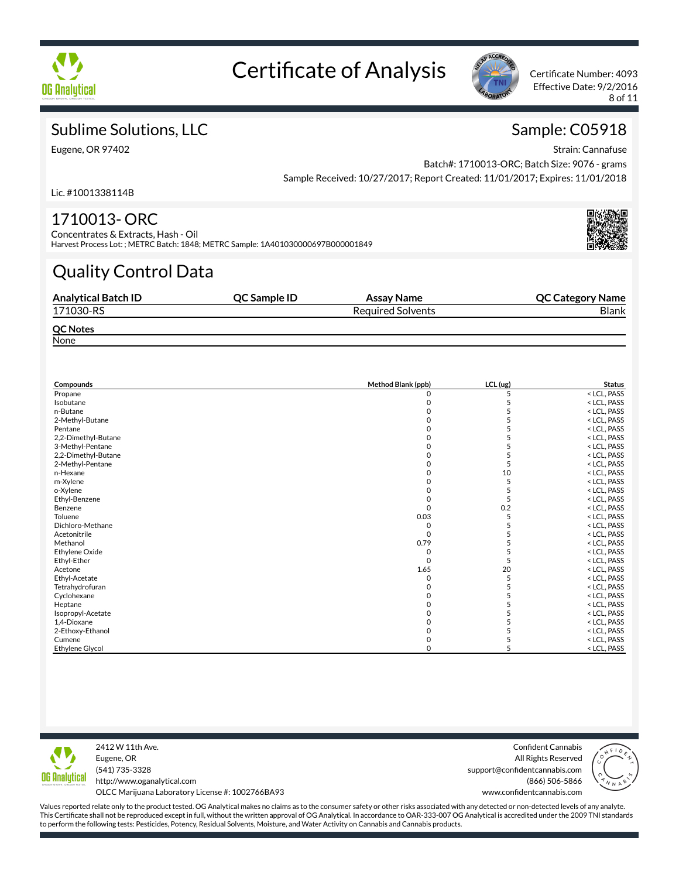# Certificate of Analysis

Certificate Number: 4093
Effective Date: 9/2/2016

## Sublime Solutions, LLC

Eugene, OR 97402

Lic. #1001338114B

## Sample: C05918

Strain: Cannafuse
Batch#: 1710013-ORC; Batch Size: 9076 - grams
Sample Received: 10/27/2017; Report Created: 11/01/2017; Expires: 11/01/2018

## 1710013- ORC

Concentrates & Extracts, Hash - Oil
Harvest Process Lot: ; METRC Batch: 1848; METRC Sample: 1A401030000697B000001849

# Quality Control Data

| Analytical Batch ID | QC Sample ID | Assay Name | QC Category Name |
|---|---|---|---|
| 171030-RS | | Required Solvents | Blank |

**QC Notes**
None

| Compounds | Method Blank (ppb) | LCL (ug) | Status |
|---|---|---|---|
| Propane | 0 | 5 | < LCL, PASS |
| Isobutane | 0 | 5 | < LCL, PASS |
| n-Butane | 0 | 5 | < LCL, PASS |
| 2-Methyl-Butane | 0 | 5 | < LCL, PASS |
| Pentane | 0 | 5 | < LCL, PASS |
| 2,2-Dimethyl-Butane | 0 | 5 | < LCL, PASS |
| 3-Methyl-Pentane | 0 | 5 | < LCL, PASS |
| 2,2-Dimethyl-Butane | 0 | 5 | < LCL, PASS |
| 2-Methyl-Pentane | 0 | 5 | < LCL, PASS |
| n-Hexane | 0 | 10 | < LCL, PASS |
| m-Xylene | 0 | 5 | < LCL, PASS |
| o-Xylene | 0 | 5 | < LCL, PASS |
| Ethyl-Benzene | 0 | 5 | < LCL, PASS |
| Benzene | 0 | 0.2 | < LCL, PASS |
| Toluene | 0.03 | 5 | < LCL, PASS |
| Dichloro-Methane | 0 | 5 | < LCL, PASS |
| Acetonitrile | 0 | 5 | < LCL, PASS |
| Methanol | 0.79 | 5 | < LCL, PASS |
| Ethylene Oxide | 0 | 5 | < LCL, PASS |
| Ethyl-Ether | 0 | 5 | < LCL, PASS |
| Acetone | 1.65 | 20 | < LCL, PASS |
| Ethyl-Acetate | 0 | 5 | < LCL, PASS |
| Tetrahydrofuran | 0 | 5 | < LCL, PASS |
| Cyclohexane | 0 | 5 | < LCL, PASS |
| Heptane | 0 | 5 | < LCL, PASS |
| Isopropyl-Acetate | 0 | 5 | < LCL, PASS |
| 1,4-Dioxane | 0 | 5 | < LCL, PASS |
| 2-Ethoxy-Ethanol | 0 | 5 | < LCL, PASS |
| Cumene | 0 | 5 | < LCL, PASS |
| Ethylene Glycol | 0 | 5 | < LCL, PASS |

2412 W 11th Ave.
Eugene, OR
(541) 735-3328
http://www.oganalytical.com
OLCC Marijuana Laboratory License #: 1002766BA93

Confident Cannabis
All Rights Reserved
support@confidentcannabis.com
(866) 506-5866
www.confidentcannabis.com

Values reported relate only to the product tested. OG Analytical makes no claims as to the consumer safety or other risks associated with any detected or non-detected levels of any analyte. This Certificate shall not be reproduced except in full, without the written approval of OG Analytical. In accordance to OAR-333-007 OG Analytical is accredited under the 2009 TNI standards to perform the following tests: Pesticides, Potency, Residual Solvents, Moisture, and Water Activity on Cannabis and Cannabis products.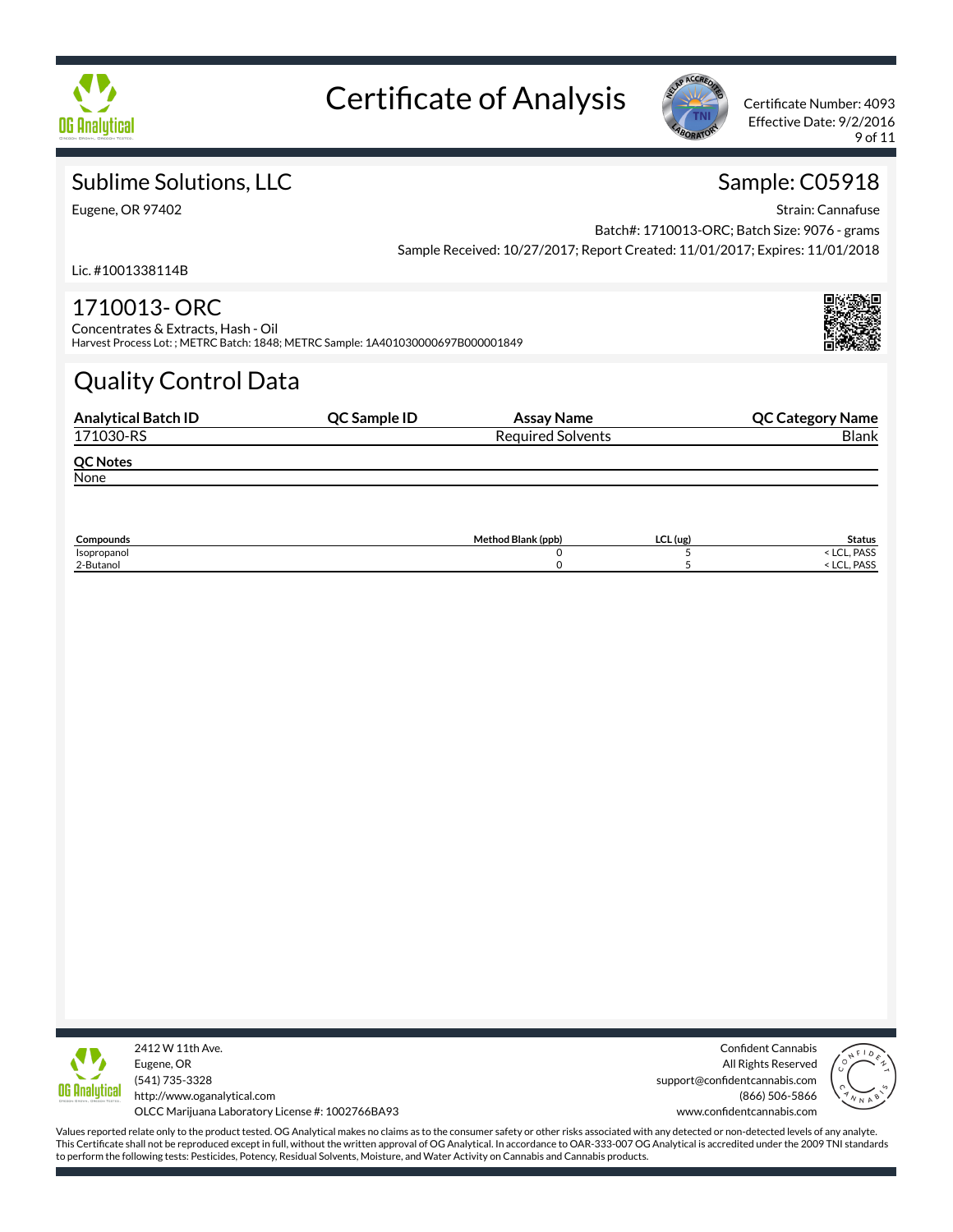# Certificate of Analysis

Certificate Number: 4093
Effective Date: 9/2/2016

## Sublime Solutions, LLC

Eugene, OR 97402

Lic. #1001338114B

## Sample: C05918

Strain: Cannafuse
Batch#: 1710013-ORC; Batch Size: 9076 - grams
Sample Received: 10/27/2017; Report Created: 11/01/2017; Expires: 11/01/2018

## 1710013- ORC

Concentrates & Extracts, Hash - Oil
Harvest Process Lot: ; METRC Batch: 1848; METRC Sample: 1A401030000697B000001849

## Quality Control Data

| Analytical Batch ID | QC Sample ID | Assay Name | QC Category Name |
|---|---|---|---|
| 171030-RS | | Required Solvents | Blank |

**QC Notes**
None

| Compounds | Method Blank (ppb) | LCL (ug) | Status |
|---|---|---|---|
| Isopropanol | 0 | 5 | < LCL, PASS |
| 2-Butanol | 0 | 5 | < LCL, PASS |

2412 W 11th Ave.
Eugene, OR
(541) 735-3328
http://www.oganalytical.com
OLCC Marijuana Laboratory License #: 1002766BA93

Confident Cannabis
All Rights Reserved
support@confidentcannabis.com
(866) 506-5866
www.confidentcannabis.com

Values reported relate only to the product tested. OG Analytical makes no claims as to the consumer safety or other risks associated with any detected or non-detected levels of any analyte. This Certificate shall not be reproduced except in full, without the written approval of OG Analytical. In accordance to OAR-333-007 OG Analytical is accredited under the 2009 TNI standards to perform the following tests: Pesticides, Potency, Residual Solvents, Moisture, and Water Activity on Cannabis and Cannabis products.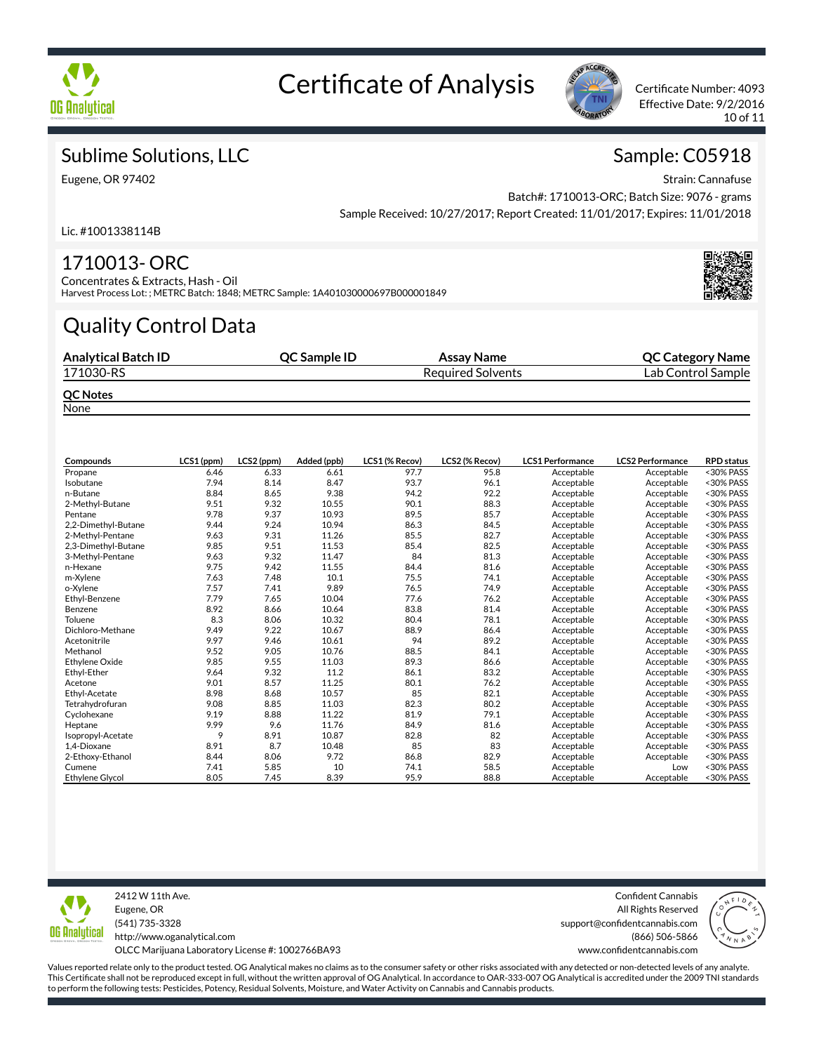# Certificate of Analysis

Certificate Number: 4093
Effective Date: 9/2/2016

## Sublime Solutions, LLC

Eugene, OR 97402

Lic. #1001338114B

## Sample: C05918

Strain: Cannafuse
Batch#: 1710013-ORC; Batch Size: 9076 - grams
Sample Received: 10/27/2017; Report Created: 11/01/2017; Expires: 11/01/2018

## 1710013- ORC

Concentrates & Extracts, Hash - Oil
Harvest Process Lot: ; METRC Batch: 1848; METRC Sample: 1A401030000697B000001849

# Quality Control Data

| Analytical Batch ID | QC Sample ID | Assay Name | QC Category Name |
|---|---|---|---|
| 171030-RS | | Required Solvents | Lab Control Sample |

**QC Notes**

None

| Compounds | LCS1 (ppm) | LCS2 (ppm) | Added (ppb) | LCS1 (% Recov) | LCS2 (% Recov) | LCS1 Performance | LCS2 Performance | RPD status |
|---|---|---|---|---|---|---|---|---|
| Propane | 6.46 | 6.33 | 6.61 | 97.7 | 95.8 | Acceptable | Acceptable | <30% PASS |
| Isobutane | 7.94 | 8.14 | 8.47 | 93.7 | 96.1 | Acceptable | Acceptable | <30% PASS |
| n-Butane | 8.84 | 8.65 | 9.38 | 94.2 | 92.2 | Acceptable | Acceptable | <30% PASS |
| 2-Methyl-Butane | 9.51 | 9.32 | 10.55 | 90.1 | 88.3 | Acceptable | Acceptable | <30% PASS |
| Pentane | 9.78 | 9.37 | 10.93 | 89.5 | 85.7 | Acceptable | Acceptable | <30% PASS |
| 2,2-Dimethyl-Butane | 9.44 | 9.24 | 10.94 | 86.3 | 84.5 | Acceptable | Acceptable | <30% PASS |
| 2-Methyl-Pentane | 9.63 | 9.31 | 11.26 | 85.5 | 82.7 | Acceptable | Acceptable | <30% PASS |
| 2,3-Dimethyl-Butane | 9.85 | 9.51 | 11.53 | 85.4 | 82.5 | Acceptable | Acceptable | <30% PASS |
| 3-Methyl-Pentane | 9.63 | 9.32 | 11.47 | 84 | 81.3 | Acceptable | Acceptable | <30% PASS |
| n-Hexane | 9.75 | 9.42 | 11.55 | 84.4 | 81.6 | Acceptable | Acceptable | <30% PASS |
| m-Xylene | 7.63 | 7.48 | 10.1 | 75.5 | 74.1 | Acceptable | Acceptable | <30% PASS |
| o-Xylene | 7.57 | 7.41 | 9.89 | 76.5 | 74.9 | Acceptable | Acceptable | <30% PASS |
| Ethyl-Benzene | 7.79 | 7.65 | 10.04 | 77.6 | 76.2 | Acceptable | Acceptable | <30% PASS |
| Benzene | 8.92 | 8.66 | 10.64 | 83.8 | 81.4 | Acceptable | Acceptable | <30% PASS |
| Toluene | 8.3 | 8.06 | 10.32 | 80.4 | 78.1 | Acceptable | Acceptable | <30% PASS |
| Dichloro-Methane | 9.49 | 9.22 | 10.67 | 88.9 | 86.4 | Acceptable | Acceptable | <30% PASS |
| Acetonitrile | 9.97 | 9.46 | 10.61 | 94 | 89.2 | Acceptable | Acceptable | <30% PASS |
| Methanol | 9.52 | 9.05 | 10.76 | 88.5 | 84.1 | Acceptable | Acceptable | <30% PASS |
| Ethylene Oxide | 9.85 | 9.55 | 11.03 | 89.3 | 86.6 | Acceptable | Acceptable | <30% PASS |
| Ethyl-Ether | 9.64 | 9.32 | 11.2 | 86.1 | 83.2 | Acceptable | Acceptable | <30% PASS |
| Acetone | 9.01 | 8.57 | 11.25 | 80.1 | 76.2 | Acceptable | Acceptable | <30% PASS |
| Ethyl-Acetate | 8.98 | 8.68 | 10.57 | 85 | 82.1 | Acceptable | Acceptable | <30% PASS |
| Tetrahydrofuran | 9.08 | 8.85 | 11.03 | 82.3 | 80.2 | Acceptable | Acceptable | <30% PASS |
| Cyclohexane | 9.19 | 8.88 | 11.22 | 81.9 | 79.1 | Acceptable | Acceptable | <30% PASS |
| Heptane | 9.99 | 9.6 | 11.76 | 84.9 | 81.6 | Acceptable | Acceptable | <30% PASS |
| Isopropyl-Acetate | 9 | 8.91 | 10.87 | 82.8 | 82 | Acceptable | Acceptable | <30% PASS |
| 1,4-Dioxane | 8.91 | 8.7 | 10.48 | 85 | 83 | Acceptable | Acceptable | <30% PASS |
| 2-Ethoxy-Ethanol | 8.44 | 8.06 | 9.72 | 86.8 | 82.9 | Acceptable | Acceptable | <30% PASS |
| Cumene | 7.41 | 5.85 | 10 | 74.1 | 58.5 | Acceptable | Low | <30% PASS |
| Ethylene Glycol | 8.05 | 7.45 | 8.39 | 95.9 | 88.8 | Acceptable | Acceptable | <30% PASS |

2412 W 11th Ave.
Eugene, OR
(541) 735-3328
http://www.oganalytical.com
OLCC Marijuana Laboratory License #: 1002766BA93

Confident Cannabis
All Rights Reserved
support@confidentcannabis.com
(866) 506-5866
www.confidentcannabis.com

Values reported relate only to the product tested. OG Analytical makes no claims as to the consumer safety or other risks associated with any detected or non-detected levels of any analyte. This Certificate shall not be reproduced except in full, without the written approval of OG Analytical. In accordance to OAR-333-007 OG Analytical is accredited under the 2009 TNI standards to perform the following tests: Pesticides, Potency, Residual Solvents, Moisture, and Water Activity on Cannabis and Cannabis products.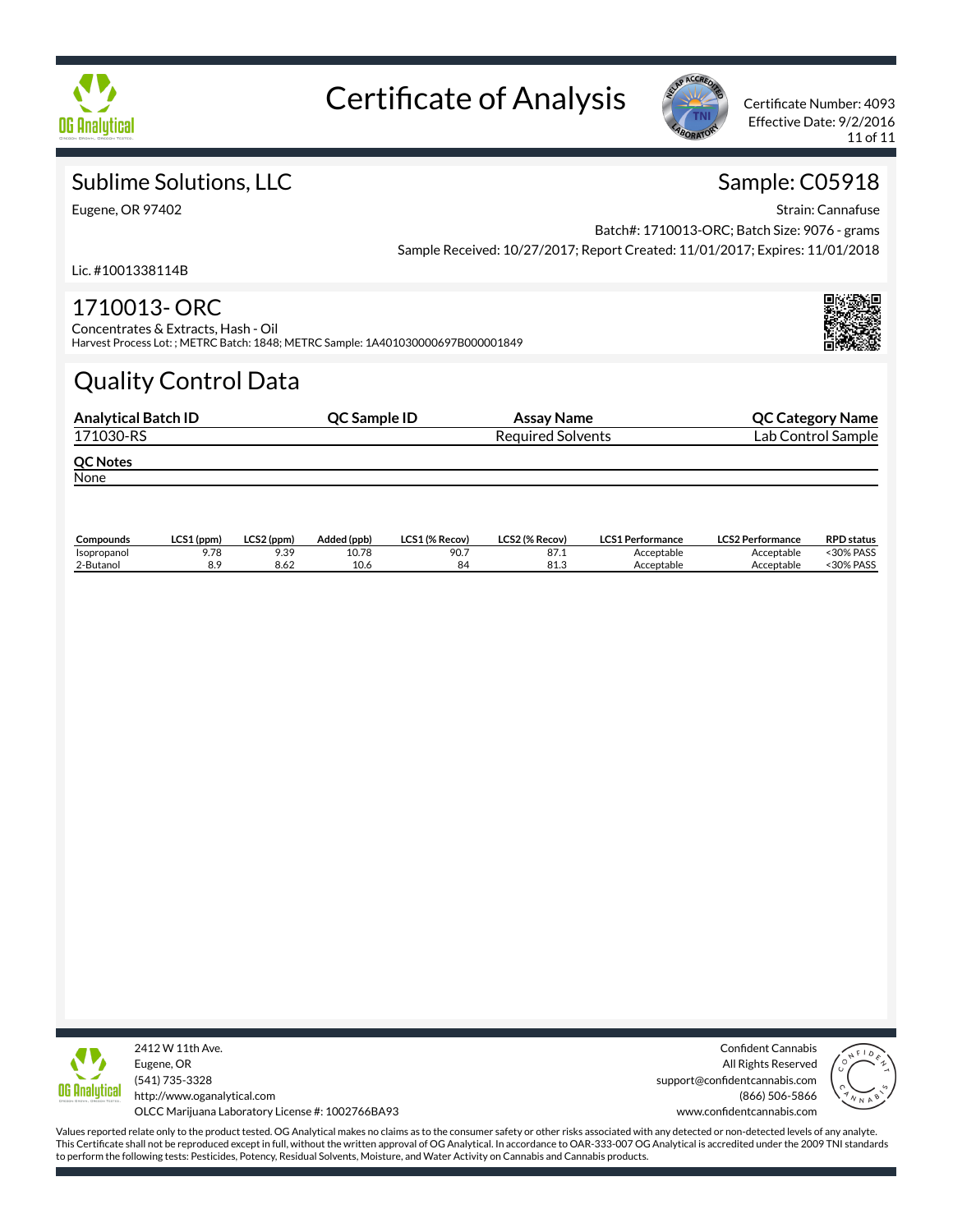# Certificate of Analysis

Certificate Number: 4093
Effective Date: 9/2/2016

## Sublime Solutions, LLC

Eugene, OR 97402

Lic. #1001338114B

## Sample: C05918

Strain: Cannafuse
Batch#: 1710013-ORC; Batch Size: 9076 - grams
Sample Received: 10/27/2017; Report Created: 11/01/2017; Expires: 11/01/2018

## 1710013- ORC

Concentrates & Extracts, Hash - Oil
Harvest Process Lot: ; METRC Batch: 1848; METRC Sample: 1A401030000697B000001849

## Quality Control Data

| Analytical Batch ID | QC Sample ID | Assay Name | QC Category Name |
|---|---|---|---|
| 171030-RS | | Required Solvents | Lab Control Sample |

**QC Notes**
None

| Compounds | LCS1 (ppm) | LCS2 (ppm) | Added (ppb) | LCS1 (% Recov) | LCS2 (% Recov) | LCS1 Performance | LCS2 Performance | RPD status |
|---|---|---|---|---|---|---|---|---|
| Isopropanol | 9.78 | 9.39 | 10.78 | 90.7 | 87.1 | Acceptable | Acceptable | <30% PASS |
| 2-Butanol | 8.9 | 8.62 | 10.6 | 84 | 81.3 | Acceptable | Acceptable | <30% PASS |

2412 W 11th Ave.
Eugene, OR
(541) 735-3328
http://www.oganalytical.com
OLCC Marijuana Laboratory License #: 1002766BA93

Confident Cannabis
All Rights Reserved
support@confidentcannabis.com
(866) 506-5866
www.confidentcannabis.com

Values reported relate only to the product tested. OG Analytical makes no claims as to the consumer safety or other risks associated with any detected or non-detected levels of any analyte. This Certificate shall not be reproduced except in full, without the written approval of OG Analytical. In accordance to OAR-333-007 OG Analytical is accredited under the 2009 TNI standards to perform the following tests: Pesticides, Potency, Residual Solvents, Moisture, and Water Activity on Cannabis and Cannabis products.